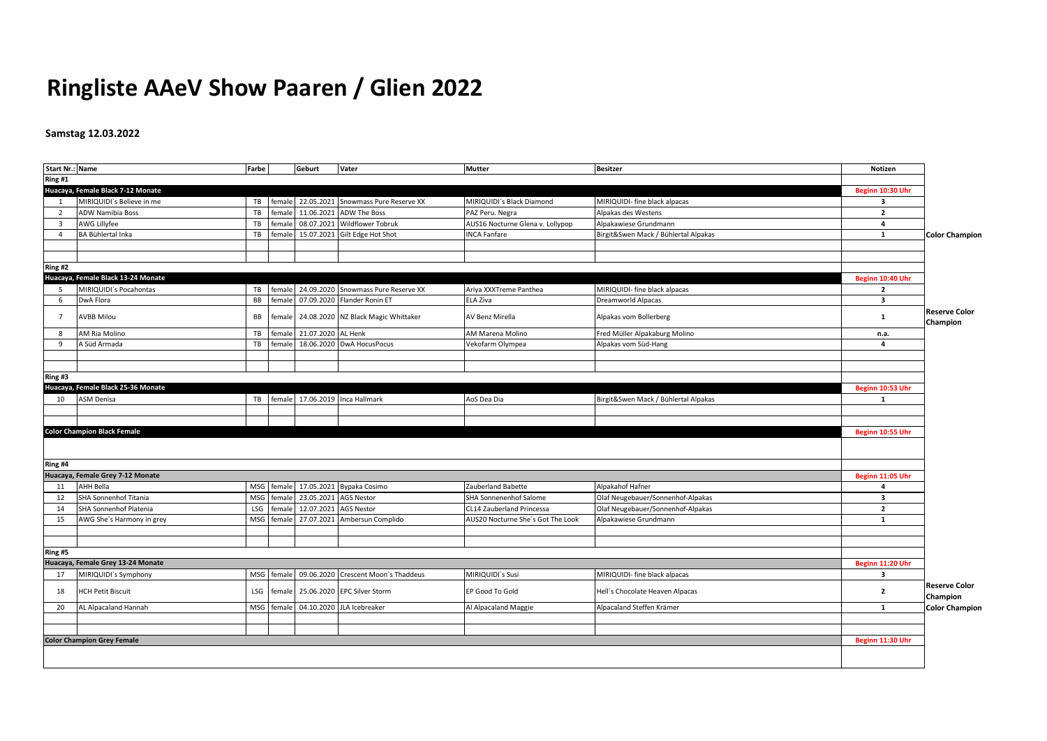# Ringliste AAeV Show Paaren / Glien 2022

**Samstag 12.03.2022**

| Start Nr.: | Name | Farbe | | Geburt | Vater | Mutter | Besitzer | Notizen | |
|---|---|---|---|---|---|---|---|---|---|
| **Ring #1** | | | | | | | | | |
| **Huacaya, Female Black 7-12 Monate** | | | | | | | | **Beginn 10:30 Uhr** | |
| 1 | MIRIQUIDI`s Believe in me | TB | female | 22.05.2021 | Snowmass Pure Reserve XX | MIRIQUIDI`s Black Diamond | MIRIQUIDI- fine black alpacas | 3 | |
| 2 | ADW Namibia Boss | TB | female | 11.06.2021 | ADW The Boss | PAZ Peru. Negra | Alpakas des Westens | 2 | |
| 3 | AWG Lillyfee | TB | female | 08.07.2021 | Wildflower Tobruk | AUS16 Nocturne Glena v. Lollypop | Alpakawiese Grundmann | 4 | |
| 4 | BA Bühlertal Inka | TB | female | 15.07.2021 | Gilt Edge Hot Shot | INCA Fanfare | Birgit&Swen Mack / Bühlertal Alpakas | 1 | **Color Champion** |
| | | | | | | | | | |
| | | | | | | | | | |
| **Ring #2** | | | | | | | | | |
| **Huacaya, Female Black 13-24 Monate** | | | | | | | | **Beginn 10:40 Uhr** | |
| 5 | MIRIQUIDI`s Pocahontas | TB | female | 24.09.2020 | Snowmass Pure Reserve XX | Ariya XXXTreme Panthea | MIRIQUIDI- fine black alpacas | 2 | |
| 6 | DwA Flora | BB | female | 07.09.2020 | Flander Ronin ET | ELA Ziva | Dreamworld Alpacas | 3 | |
| 7 | AVBB Milou | BB | female | 24.08.2020 | NZ Black Magic Whittaker | AV Benz Mirella | Alpakas vom Bollerberg | 1 | **Reserve Color Champion** |
| 8 | AM Ria Molino | TB | female | 21.07.2020 | AL Henk | AM Marena Molino | Fred Müller Alpakaburg Molino | n.a. | |
| 9 | A Süd Armada | TB | female | 18.06.2020 | DwA HocusPocus | Vekofarm Olympea | Alpakas vom Süd-Hang | 4 | |
| | | | | | | | | | |
| | | | | | | | | | |
| **Ring #3** | | | | | | | | | |
| **Huacaya, Female Black 25-36 Monate** | | | | | | | | **Beginn 10:53 Uhr** | |
| 10 | ASM Denisa | TB | female | 17.06.2019 | Inca Hallmark | AoS Dea Dia | Birgit&Swen Mack / Bühlertal Alpakas | 1 | |
| | | | | | | | | | |
| | | | | | | | | | |
| **Color Champion Black Female** | | | | | | | | **Beginn 10:55 Uhr** | |
| | | | | | | | | | |
| **Ring #4** | | | | | | | | | |
| **Huacaya, Female Grey 7-12 Monate** | | | | | | | | **Beginn 11:05 Uhr** | |
| 11 | AHH Bella | MSG | female | 17.05.2021 | Bypaka Cosimo | Zauberland Babette | Alpakahof Hafner | 4 | |
| 12 | SHA Sonnenhof Titania | MSG | female | 23.05.2021 | AGS Nestor | SHA Sonnenenhof Salome | Olaf Neugebauer/Sonnenhof-Alpakas | 3 | |
| 14 | SHA Sonnenhof Platenia | LSG | female | 12.07.2021 | AGS Nestor | CL14 Zauberland Princessa | Olaf Neugebauer/Sonnenhof-Alpakas | 2 | |
| 15 | AWG She´s Harmony in grey | MSG | female | 27.07.2021 | Ambersun Complido | AUS20 Nocturne She´s Got The Look | Alpakawiese Grundmann | 1 | |
| | | | | | | | | | |
| | | | | | | | | | |
| **Ring #5** | | | | | | | | | |
| **Huacaya, Female Grey 13-24 Monate** | | | | | | | | **Beginn 11:20 Uhr** | |
| 17 | MIRIQUIDI`s Symphony | MSG | female | 09.06.2020 | Crescent Moon`s Thaddeus | MIRIQUIDI`s Susi | MIRIQUIDI- fine black alpacas | 3 | |
| 18 | HCH Petit Biscuit | LSG | female | 25.06.2020 | EPC Silver Storm | EP Good To Gold | Hell´s Chocolate Heaven Alpacas | 2 | **Reserve Color Champion** |
| 20 | AL Alpacaland Hannah | MSG | female | 04.10.2020 | JLA Icebreaker | Al Alpacaland Maggie | Alpacaland Steffen Krämer | 1 | **Color Champion** |
| | | | | | | | | | |
| | | | | | | | | | |
| **Color Champion Grey Female** | | | | | | | | **Beginn 11:30 Uhr** | |
| | | | | | | | | | |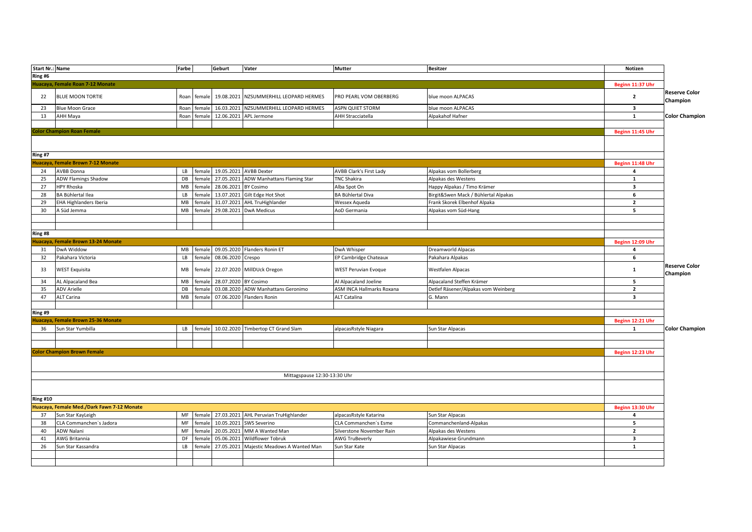| Start Nr.: | Name | Farbe | | Geburt | Vater | Mutter | Besitzer | Notizen | |
|---|---|---|---|---|---|---|---|---|---|
| **Ring #6** | | | | | | | | | |
| **Huacaya, Female Roan 7-12 Monate** | | | | | | | | **Beginn 11:37 Uhr** | |
| 22 | BLUE MOON TORTIE | Roan | female | 19.08.2021 | NZSUMMERHILL LEOPARD HERMES | PRO PEARL VOM OBERBERG | blue moon ALPACAS | **2** | **Reserve Color Champion** |
| 23 | Blue Moon Grace | Roan | female | 16.03.2021 | NZSUMMERHILL LEOPARD HERMES | ASPN QUIET STORM | blue moon ALPACAS | **3** | |
| 13 | AHH Maya | Roan | female | 12.06.2021 | APL Jermone | AHH Stracciatella | Alpakahof Hafner | **1** | **Color Champion** |
| **Color Champion Roan Female** | | | | | | | | **Beginn 11:45 Uhr** | |
| **Ring #7** | | | | | | | | | |
| **Huacaya, Female Brown 7-12 Monate** | | | | | | | | **Beginn 11:48 Uhr** | |
| 24 | AVBB Donna | LB | female | 19.05.2021 | AVBB Dexter | AVBB Clark's First Lady | Alpakas vom Bollerberg | **4** | |
| 25 | ADW Flamings Shadow | DB | female | 27.05.2021 | ADW Manhattans Flaming Star | TNC Shakira | Alpakas des Westens | **1** | |
| 27 | HPY Rhoska | MB | female | 28.06.2021 | BY Cosimo | Alba Spot On | Happy Alpakas / Timo Krämer | **3** | |
| 28 | BA Bühlertal Ilea | LB | female | 13.07.2021 | Gilt Edge Hot Shot | BA Bühlertal Diva | Birgit&Swen Mack / Bühlertal Alpakas | **6** | |
| 29 | EHA Highlanders Iberia | MB | female | 31.07.2021 | AHL TruHighlander | Wessex Aqueda | Frank Skorek Elbenhof Alpaka | **2** | |
| 30 | A Süd Jemma | MB | female | 29.08.2021 | DwA Medicus | AoD Germania | Alpakas vom Süd-Hang | **5** | |
| **Ring #8** | | | | | | | | | |
| **Huacaya, Female Brown 13-24 Monate** | | | | | | | | **Beginn 12:09 Uhr** | |
| 31 | DwA Widdow | MB | female | 09.05.2020 | Flanders Ronin ET | DwA Whisper | Dreamworld Alpacas | **4** | |
| 32 | Pakahara Victoria | LB | female | 08.06.2020 | Crespo | EP Cambridge Chateaux | Pakahara Alpakas | **6** | |
| 33 | WEST Exquisita | MB | female | 22.07.2020 | MillDUck Oregon | WEST Peruvian Evoque | Westfalen Alpacas | **1** | **Reserve Color Champion** |
| 34 | AL Alpacaland Bea | MB | female | 28.07.2020 | BY Cosimo | Al Alpacaland Joeline | Alpacaland Steffen Krämer | **5** | |
| 35 | ADV Arielle | DB | female | 03.08.2020 | ADW Manhattans Geronimo | ASM INCA Hallmarks Roxana | Detlef Räsener/Alpakas vom Weinberg | **2** | |
| 47 | ALT Carina | MB | female | 07.06.2020 | Flanders Ronin | ALT Catalina | G. Mann | **3** | |
| **Ring #9** | | | | | | | | | |
| **Huacaya, Female Brown 25-36 Monate** | | | | | | | | **Beginn 12:21 Uhr** | |
| 36 | Sun Star Yumbilla | LB | female | 10.02.2020 | Timbertop CT Grand Slam | alpacasRstyle Niagara | Sun Star Alpacas | **1** | **Color Champion** |
| **Color Champion Brown Female** | | | | | | | | **Beginn 12:23 Uhr** | |
| | | | | | Mittagspause 12:30-13:30 Uhr | | | | |
| **Ring #10** | | | | | | | | | |
| **Huacaya, Female Med./Dark Fawn 7-12 Monate** | | | | | | | | **Beginn 13:30 Uhr** | |
| 37 | Sun Star KayLeigh | MF | female | 27.03.2021 | AHL Peruvian TruHighlander | alpacasRstyle Katarina | Sun Star Alpacas | **4** | |
| 38 | CLA Commanchen´s Jadora | MF | female | 10.05.2021 | SWS Severino | CLA Commanchen´s Esme | Commanchenland-Alpakas | **5** | |
| 40 | ADW Nalani | MF | female | 20.05.2021 | MM A Wanted Man | Silverstone November Rain | Alpakas des Westens | **2** | |
| 41 | AWG Britannia | DF | female | 05.06.2021 | Wildflower Tobruk | AWG TruBeverly | Alpakawiese Grundmann | **3** | |
| 26 | Sun Star Kassandra | LB | female | 27.05.2021 | Majestic Meadows A Wanted Man | Sun Star Kate | Sun Star Alpacas | **1** | |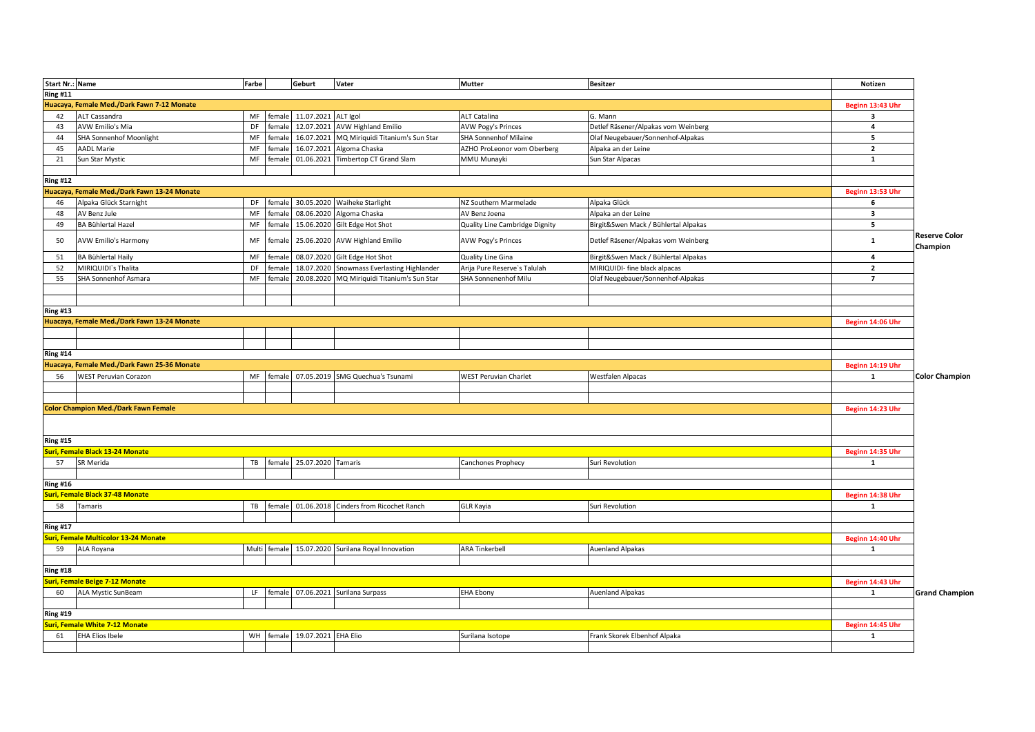| Start Nr.: | Name | Farbe | | Geburt | Vater | Mutter | Besitzer | Notizen | |
|---|---|---|---|---|---|---|---|---|---|
| **Ring #11** | | | | | | | | | |
| **Huacaya, Female Med./Dark Fawn 7-12 Monate** | | | | | | | | **Beginn 13:43 Uhr** | |
| 42 | ALT Cassandra | MF | female | 11.07.2021 | ALT Igol | ALT Catalina | G. Mann | **3** | |
| 43 | AVW Emilio's Mia | DF | female | 12.07.2021 | AVW Highland Emilio | AVW Pogy's Princes | Detlef Räsener/Alpakas vom Weinberg | **4** | |
| 44 | SHA Sonnenhof Moonlight | MF | female | 16.07.2021 | MQ Miriquidi Titanium's Sun Star | SHA Sonnenhof Milaine | Olaf Neugebauer/Sonnenhof-Alpakas | **5** | |
| 45 | AADL Marie | MF | female | 16.07.2021 | Algoma Chaska | AZHO ProLeonor vom Oberberg | Alpaka an der Leine | **2** | |
| 21 | Sun Star Mystic | MF | female | 01.06.2021 | Timbertop CT Grand Slam | MMU Munayki | Sun Star Alpacas | **1** | |
| **Ring #12** | | | | | | | | | |
| **Huacaya, Female Med./Dark Fawn 13-24 Monate** | | | | | | | | **Beginn 13:53 Uhr** | |
| 46 | Alpaka Glück Starnight | DF | female | 30.05.2020 | Waiheke Starlight | NZ Southern Marmelade | Alpaka Glück | **6** | |
| 48 | AV Benz Jule | MF | female | 08.06.2020 | Algoma Chaska | AV Benz Joena | Alpaka an der Leine | **3** | |
| 49 | BA Bühlertal Hazel | MF | female | 15.06.2020 | Gilt Edge Hot Shot | Quality Line Cambridge Dignity | Birgit&Swen Mack / Bühlertal Alpakas | **5** | |
| 50 | AVW Emilio's Harmony | MF | female | 25.06.2020 | AVW Highland Emilio | AVW Pogy's Princes | Detlef Räsener/Alpakas vom Weinberg | **1** | **Reserve Color Champion** |
| 51 | BA Bühlertal Haily | MF | female | 08.07.2020 | Gilt Edge Hot Shot | Quality Line Gina | Birgit&Swen Mack / Bühlertal Alpakas | **4** | |
| 52 | MIRIQUIDI`s Thalita | DF | female | 18.07.2020 | Snowmass Everlasting Highlander | Arija Pure Reserve`s Talulah | MIRIQUIDI- fine black alpacas | **2** | |
| 55 | SHA Sonnenhof Asmara | MF | female | 20.08.2020 | MQ Miriquidi Titanium's Sun Star | SHA Sonnenenhof Milu | Olaf Neugebauer/Sonnenhof-Alpakas | **7** | |
| **Ring #13** | | | | | | | | | |
| **Huacaya, Female Med./Dark Fawn 13-24 Monate** | | | | | | | | **Beginn 14:06 Uhr** | |
| **Ring #14** | | | | | | | | | |
| **Huacaya, Female Med./Dark Fawn 25-36 Monate** | | | | | | | | **Beginn 14:19 Uhr** | |
| 56 | WEST Peruvian Corazon | MF | female | 07.05.2019 | SMG Quechua's Tsunami | WEST Peruvian Charlet | Westfalen Alpacas | **1** | **Color Champion** |
| **Color Champion Med./Dark Fawn Female** | | | | | | | | **Beginn 14:23 Uhr** | |
| **Ring #15** | | | | | | | | | |
| **Suri, Female Black 13-24 Monate** | | | | | | | | **Beginn 14:35 Uhr** | |
| 57 | SR Merida | TB | female | 25.07.2020 | Tamaris | Canchones Prophecy | Suri Revolution | **1** | |
| **Ring #16** | | | | | | | | | |
| **Suri, Female Black 37-48 Monate** | | | | | | | | **Beginn 14:38 Uhr** | |
| 58 | Tamaris | TB | female | 01.06.2018 | Cinders from Ricochet Ranch | GLR Kayia | Suri Revolution | **1** | |
| **Ring #17** | | | | | | | | | |
| **Suri, Female Multicolor 13-24 Monate** | | | | | | | | **Beginn 14:40 Uhr** | |
| 59 | ALA Royana | Multi | female | 15.07.2020 | Surilana Royal Innovation | ARA Tinkerbell | Auenland Alpakas | **1** | |
| **Ring #18** | | | | | | | | | |
| **Suri, Female Beige 7-12 Monate** | | | | | | | | **Beginn 14:43 Uhr** | |
| 60 | ALA Mystic SunBeam | LF | female | 07.06.2021 | Surilana Surpass | EHA Ebony | Auenland Alpakas | **1** | **Grand Champion** |
| **Ring #19** | | | | | | | | | |
| **Suri, Female White 7-12 Monate** | | | | | | | | **Beginn 14:45 Uhr** | |
| 61 | EHA Elios Ibele | WH | female | 19.07.2021 | EHA Elio | Surilana Isotope | Frank Skorek Elbenhof Alpaka | **1** | |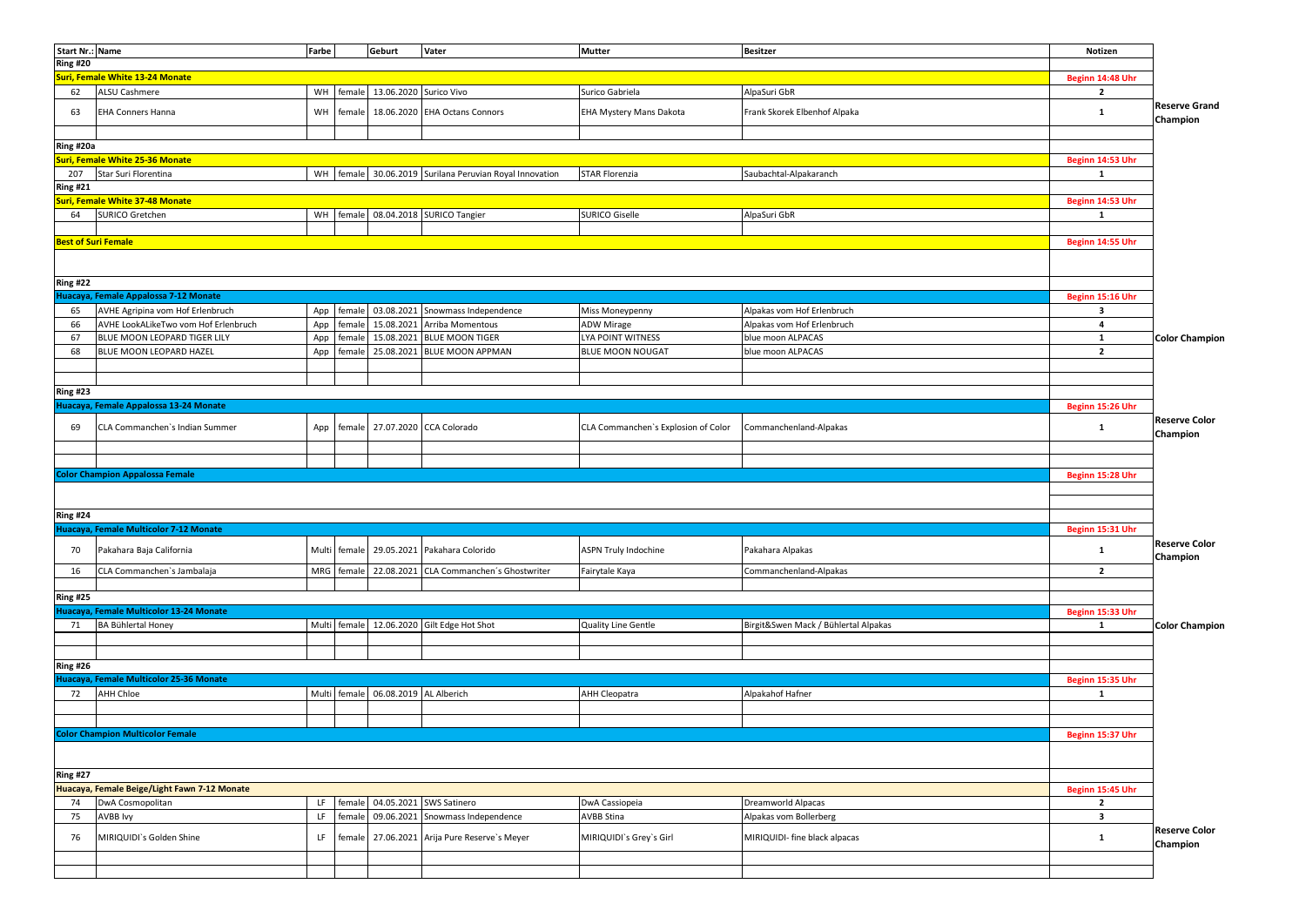| Start Nr.: | Name | Farbe | | Geburt | Vater | Mutter | Besitzer | Notizen | |
|---|---|---|---|---|---|---|---|---|---|
| **Ring #20** | | | | | | | | | |
| **Suri, Female White 13-24 Monate** | | | | | | | | **Beginn 14:48 Uhr** | |
| 62 | ALSU Cashmere | WH | female | 13.06.2020 | Surico Vivo | Surico Gabriela | AlpaSuri GbR | 2 | |
| 63 | EHA Conners Hanna | WH | female | 18.06.2020 | EHA Octans Connors | EHA Mystery Mans Dakota | Frank Skorek Elbenhof Alpaka | 1 | Reserve Grand Champion |
| | | | | | | | | | |
| **Ring #20a** | | | | | | | | | |
| **Suri, Female White 25-36 Monate** | | | | | | | | **Beginn 14:53 Uhr** | |
| 207 | Star Suri Florentina | WH | female | 30.06.2019 | Surilana Peruvian Royal Innovation | STAR Florenzia | Saubachtal-Alpakaranch | 1 | |
| **Ring #21** | | | | | | | | | |
| **Suri, Female White 37-48 Monate** | | | | | | | | **Beginn 14:53 Uhr** | |
| 64 | SURICO Gretchen | WH | female | 08.04.2018 | SURICO Tangier | SURICO Giselle | AlpaSuri GbR | 1 | |
| | | | | | | | | | |
| **Best of Suri Female** | | | | | | | | **Beginn 14:55 Uhr** | |
| | | | | | | | | | |
| **Ring #22** | | | | | | | | | |
| **Huacaya, Female Appalossa 7-12 Monate** | | | | | | | | **Beginn 15:16 Uhr** | |
| 65 | AVHE Agripina vom Hof Erlenbruch | App | female | 03.08.2021 | Snowmass Independence | Miss Moneypenny | Alpakas vom Hof Erlenbruch | 3 | |
| 66 | AVHE LookALikeTwo vom Hof Erlenbruch | App | female | 15.08.2021 | Arriba Momentous | ADW Mirage | Alpakas vom Hof Erlenbruch | 4 | |
| 67 | BLUE MOON LEOPARD TIGER LILY | App | female | 15.08.2021 | BLUE MOON TIGER | LYA POINT WITNESS | blue moon ALPACAS | 1 | Color Champion |
| 68 | BLUE MOON LEOPARD HAZEL | App | female | 25.08.2021 | BLUE MOON APPMAN | BLUE MOON NOUGAT | blue moon ALPACAS | 2 | |
| | | | | | | | | | |
| **Ring #23** | | | | | | | | | |
| **Huacaya, Female Appalossa 13-24 Monate** | | | | | | | | **Beginn 15:26 Uhr** | |
| 69 | CLA Commanchen`s Indian Summer | App | female | 27.07.2020 | CCA Colorado | CLA Commanchen`s Explosion of Color | Commanchenland-Alpakas | 1 | Reserve Color Champion |
| | | | | | | | | | |
| **Color Champion Appalossa Female** | | | | | | | | **Beginn 15:28 Uhr** | |
| | | | | | | | | | |
| **Ring #24** | | | | | | | | | |
| **Huacaya, Female Multicolor 7-12 Monate** | | | | | | | | **Beginn 15:31 Uhr** | |
| 70 | Pakahara Baja California | Multi | female | 29.05.2021 | Pakahara Colorido | ASPN Truly Indochine | Pakahara Alpakas | 1 | Reserve Color Champion |
| 16 | CLA Commanchen`s Jambalaja | MRG | female | 22.08.2021 | CLA Commanchen´s Ghostwriter | Fairytale Kaya | Commanchenland-Alpakas | 2 | |
| | | | | | | | | | |
| **Ring #25** | | | | | | | | | |
| **Huacaya, Female Multicolor 13-24 Monate** | | | | | | | | **Beginn 15:33 Uhr** | |
| 71 | BA Bühlertal Honey | Multi | female | 12.06.2020 | Gilt Edge Hot Shot | Quality Line Gentle | Birgit&Swen Mack / Bühlertal Alpakas | 1 | Color Champion |
| | | | | | | | | | |
| **Ring #26** | | | | | | | | | |
| **Huacaya, Female Multicolor 25-36 Monate** | | | | | | | | **Beginn 15:35 Uhr** | |
| 72 | AHH Chloe | Multi | female | 06.08.2019 | AL Alberich | AHH Cleopatra | Alpakahof Hafner | 1 | |
| | | | | | | | | | |
| **Color Champion Multicolor Female** | | | | | | | | **Beginn 15:37 Uhr** | |
| | | | | | | | | | |
| **Ring #27** | | | | | | | | | |
| **Huacaya, Female Beige/Light Fawn 7-12 Monate** | | | | | | | | **Beginn 15:45 Uhr** | |
| 74 | DwA Cosmopolitan | LF | female | 04.05.2021 | SWS Satinero | DwA Cassiopeia | Dreamworld Alpacas | 2 | |
| 75 | AVBB Ivy | LF | female | 09.06.2021 | Snowmass Independence | AVBB Stina | Alpakas vom Bollerberg | 3 | |
| 76 | MIRIQUIDI`s Golden Shine | LF | female | 27.06.2021 | Arija Pure Reserve`s Meyer | MIRIQUIDI`s Grey`s Girl | MIRIQUIDI- fine black alpacas | 1 | Reserve Color Champion |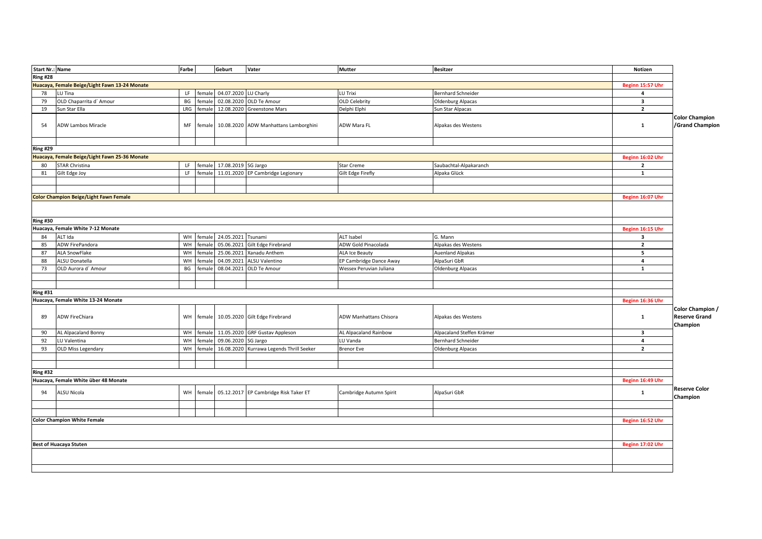| Start Nr.: | Name | Farbe | | Geburt | Vater | Mutter | Besitzer | Notizen | |
|---|---|---|---|---|---|---|---|---|---|
| **Ring #28** | | | | | | | | | |
| **Huacaya, Female Beige/Light Fawn 13-24 Monate** | | | | | | | | **Beginn 15:57 Uhr** | |
| 78 | LU Tina | LF | female | 04.07.2020 | LU Charly | LU Trixi | Bernhard Schneider | 4 | |
| 79 | OLD Chaparrita d´ Amour | BG | female | 02.08.2020 | OLD Te Amour | OLD Celebrity | Oldenburg Alpacas | 3 | |
| 19 | Sun Star Ella | LRG | female | 12.08.2020 | Greenstone Mars | Delphi Elphi | Sun Star Alpacas | 2 | |
| 54 | ADW Lambos Miracle | MF | female | 10.08.2020 | ADW Manhattans Lamborghini | ADW Mara FL | Alpakas des Westens | 1 | **Color Champion /Grand Champion** |
| | | | | | | | | | |
| **Ring #29** | | | | | | | | | |
| **Huacaya, Female Beige/Light Fawn 25-36 Monate** | | | | | | | | **Beginn 16:02 Uhr** | |
| 80 | STAR Christina | LF | female | 17.08.2019 | SG Jargo | Star Creme | Saubachtal-Alpakaranch | 2 | |
| 81 | Gilt Edge Joy | LF | female | 11.01.2020 | EP Cambridge Legionary | Gilt Edge Firefly | Alpaka Glück | 1 | |
| | | | | | | | | | |
| | | | | | | | | | |
| **Color Champion Beige/Light Fawn Female** | | | | | | | | **Beginn 16:07 Uhr** | |
| | | | | | | | | | |
| **Ring #30** | | | | | | | | | |
| **Huacaya, Female White 7-12 Monate** | | | | | | | | **Beginn 16:15 Uhr** | |
| 84 | ALT Ida | WH | female | 24.05.2021 | Tsunami | ALT Isabel | G. Mann | 3 | |
| 85 | ADW FirePandora | WH | female | 05.06.2021 | Gilt Edge Firebrand | ADW Gold Pinacolada | Alpakas des Westens | 2 | |
| 87 | ALA SnowFlake | WH | female | 25.06.2021 | Xanadu Anthem | ALA Ice Beauty | Auenland Alpakas | 5 | |
| 88 | ALSU Donatella | WH | female | 04.09.2021 | ALSU Valentino | EP Cambridge Dance Away | AlpaSuri GbR | 4 | |
| 73 | OLD Aurora d´ Amour | BG | female | 08.04.2021 | OLD Te Amour | Wessex Peruvian Juliana | Oldenburg Alpacas | 1 | |
| | | | | | | | | | |
| | | | | | | | | | |
| **Ring #31** | | | | | | | | | |
| **Huacaya, Female White 13-24 Monate** | | | | | | | | **Beginn 16:36 Uhr** | |
| 89 | ADW FireChiara | WH | female | 10.05.2020 | Gilt Edge Firebrand | ADW Manhattans Chisora | Alpakas des Westens | 1 | **Color Champion / Reserve Grand Champion** |
| 90 | AL Alpacaland Bonny | WH | female | 11.05.2020 | GRF Gustav Appleson | AL Alpacaland Rainbow | Alpacaland Steffen Krämer | 3 | |
| 92 | LU Valentina | WH | female | 09.06.2020 | SG Jargo | LU Vanda | Bernhard Schneider | 4 | |
| 93 | OLD Miss Legendary | WH | female | 16.08.2020 | Kurrawa Legends Thrill Seeker | Brenor Eve | Oldenburg Alpacas | 2 | |
| | | | | | | | | | |
| | | | | | | | | | |
| **Ring #32** | | | | | | | | | |
| **Huacaya, Female White über 48 Monate** | | | | | | | | **Beginn 16:49 Uhr** | |
| 94 | ALSU Nicola | WH | female | 05.12.2017 | EP Cambridge Risk Taker ET | Cambridge Autumn Spirit | AlpaSuri GbR | 1 | **Reserve Color Champion** |
| | | | | | | | | | |
| | | | | | | | | | |
| **Color Champion White Female** | | | | | | | | **Beginn 16:52 Uhr** | |
| | | | | | | | | | |
| **Best of Huacaya Stuten** | | | | | | | | **Beginn 17:02 Uhr** | |
| | | | | | | | | | |
| | | | | | | | | | |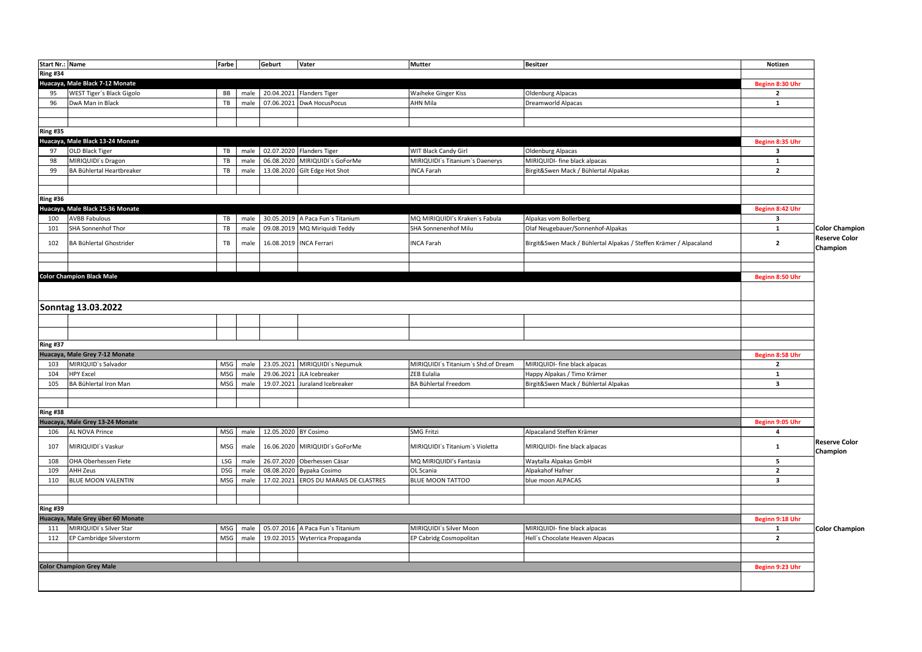| Start Nr.: | Name | Farbe | | Geburt | Vater | Mutter | Besitzer | Notizen | |
|---|---|---|---|---|---|---|---|---|---|
| **Ring #34** | | | | | | | | | |
| **Huacaya, Male Black 7-12 Monate** | | | | | | | | **Beginn 8:30 Uhr** | |
| 95 | WEST Tiger´s Black Gigolo | BB | male | 20.04.2021 | Flanders Tiger | Waiheke Ginger Kiss | Oldenburg Alpacas | 2 | |
| 96 | DwA Man in Black | TB | male | 07.06.2021 | DwA HocusPocus | AHN Mila | Dreamworld Alpacas | 1 | |
| **Ring #35** | | | | | | | | | |
| **Huacaya, Male Black 13-24 Monate** | | | | | | | | **Beginn 8:35 Uhr** | |
| 97 | OLD Black Tiger | TB | male | 02.07.2020 | Flanders Tiger | WIT Black Candy Girl | Oldenburg Alpacas | 3 | |
| 98 | MIRIQUIDI`s Dragon | TB | male | 06.08.2020 | MIRIQUIDI`s GoForMe | MIRIQUIDI`s Titanium`s Daenerys | MIRIQUIDI- fine black alpacas | 1 | |
| 99 | BA Bühlertal Heartbreaker | TB | male | 13.08.2020 | Gilt Edge Hot Shot | INCA Farah | Birgit&Swen Mack / Bühlertal Alpakas | 2 | |
| **Ring #36** | | | | | | | | | |
| **Huacaya, Male Black 25-36 Monate** | | | | | | | | **Beginn 8:42 Uhr** | |
| 100 | AVBB Fabulous | TB | male | 30.05.2019 | A Paca Fun`s Titanium | MQ MIRIQUIDI's Kraken`s Fabula | Alpakas vom Bollerberg | 3 | |
| 101 | SHA Sonnenhof Thor | TB | male | 09.08.2019 | MQ Miriquidi Teddy | SHA Sonnenenhof Milu | Olaf Neugebauer/Sonnenhof-Alpakas | 1 | **Color Champion** |
| 102 | BA Bühlertal Ghostrider | TB | male | 16.08.2019 | INCA Ferrari | INCA Farah | Birgit&Swen Mack / Bühlertal Alpakas / Steffen Krämer / Alpacaland | 2 | **Reserve Color Champion** |
| **Color Champion Black Male** | | | | | | | | **Beginn 8:50 Uhr** | |
| **Sonntag 13.03.2022** | | | | | | | | | |
| **Ring #37** | | | | | | | | | |
| **Huacaya, Male Grey 7-12 Monate** | | | | | | | | **Beginn 8:58 Uhr** | |
| 103 | MIRIQUID`s Salvador | MSG | male | 23.05.2021 | MIRIQUIDI`s Nepumuk | MIRIQUIDI`s Titanium`s Shd.of Dream | MIRIQUIDI- fine black alpacas | 2 | |
| 104 | HPY Excel | MSG | male | 29.06.2021 | JLA Icebreaker | ZEB Eulalia | Happy Alpakas / Timo Krämer | 1 | |
| 105 | BA Bühlertal Iron Man | MSG | male | 19.07.2021 | Juraland Icebreaker | BA Bühlertal Freedom | Birgit&Swen Mack / Bühlertal Alpakas | 3 | |
| **Ring #38** | | | | | | | | | |
| **Huacaya, Male Grey 13-24 Monate** | | | | | | | | **Beginn 9:05 Uhr** | |
| 106 | AL NOVA Prince | MSG | male | 12.05.2020 | BY Cosimo | SMG Fritzi | Alpacaland Steffen Krämer | 4 | |
| 107 | MIRIQUIDI`s Vaskur | MSG | male | 16.06.2020 | MIRIQUIDI´s GoForMe | MIRIQUIDI`s Titanium`s Violetta | MIRIQUIDI- fine black alpacas | 1 | **Reserve Color Champion** |
| 108 | OHA Oberhessen Fiete | LSG | male | 26.07.2020 | Oberhessen Cäsar | MQ MIRIQUIDI's Fantasia | Waytalla Alpakas GmbH | 5 | |
| 109 | AHH Zeus | DSG | male | 08.08.2020 | Bypaka Cosimo | OL Scania | Alpakahof Hafner | 2 | |
| 110 | BLUE MOON VALENTIN | MSG | male | 17.02.2021 | EROS DU MARAIS DE CLASTRES | BLUE MOON TATTOO | blue moon ALPACAS | 3 | |
| **Ring #39** | | | | | | | | | |
| **Huacaya, Male Grey über 60 Monate** | | | | | | | | **Beginn 9:18 Uhr** | |
| 111 | MIRIQUIDI`s Silver Star | MSG | male | 05.07.2016 | A Paca Fun`s Titanium | MIRIQUIDI`s Silver Moon | MIRIQUIDI- fine black alpacas | 1 | **Color Champion** |
| 112 | EP Cambridge Silverstorm | MSG | male | 19.02.2015 | Wyterrica Propaganda | EP Cambridg Cosmopolitan | Hell´s Chocolate Heaven Alpacas | 2 | |
| **Color Champion Grey Male** | | | | | | | | **Beginn 9:23 Uhr** | |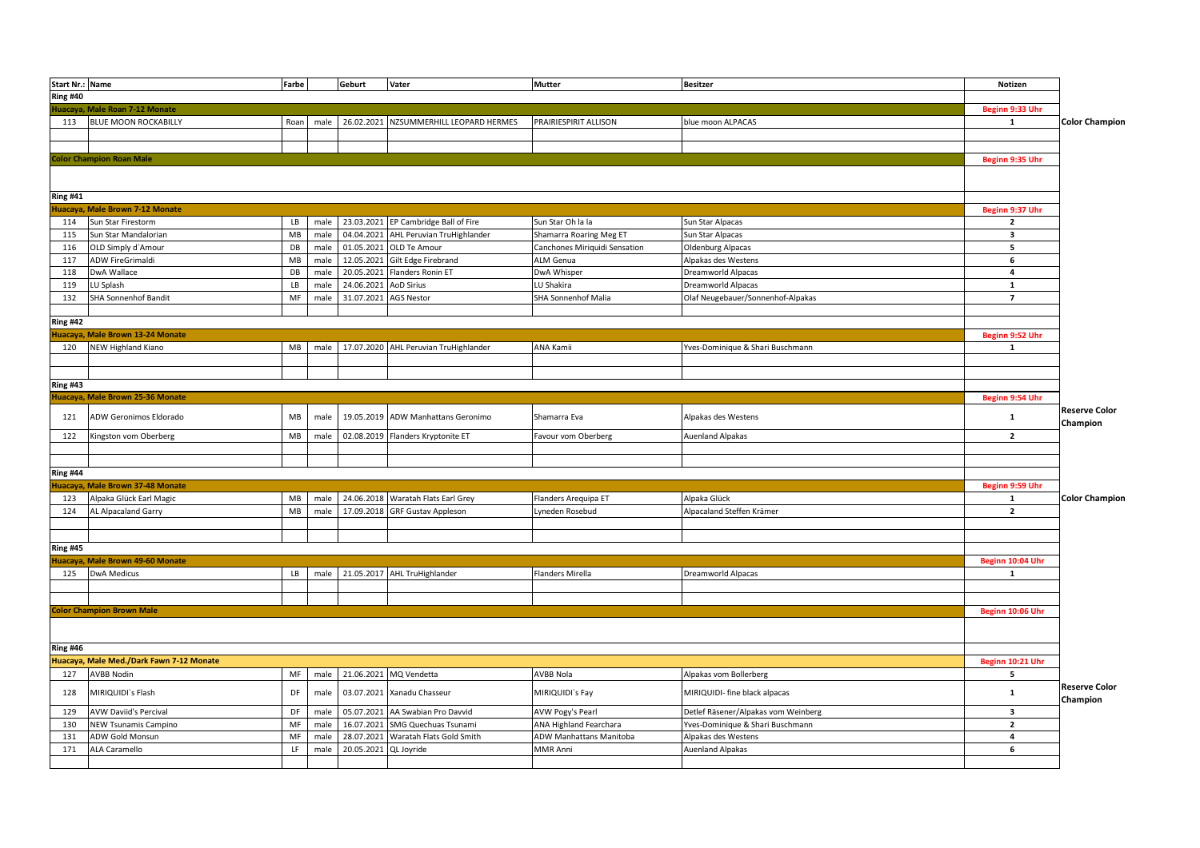| Start Nr.: | Name | Farbe | | Geburt | Vater | Mutter | Besitzer | Notizen | |
|---|---|---|---|---|---|---|---|---|---|
| **Ring #40** | | | | | | | | | |
| **Huacaya, Male Roan 7-12 Monate** | | | | | | | | **Beginn 9:33 Uhr** | |
| 113 | BLUE MOON ROCKABILLY | Roan | male | 26.02.2021 | NZSUMMERHILL LEOPARD HERMES | PRAIRIESPIRIT ALLISON | blue moon ALPACAS | 1 | **Color Champion** |
| **Color Champion Roan Male** | | | | | | | | **Beginn 9:35 Uhr** | |
| **Ring #41** | | | | | | | | | |
| **Huacaya, Male Brown 7-12 Monate** | | | | | | | | **Beginn 9:37 Uhr** | |
| 114 | Sun Star Firestorm | LB | male | 23.03.2021 | EP Cambridge Ball of Fire | Sun Star Oh la la | Sun Star Alpacas | 2 | |
| 115 | Sun Star Mandalorian | MB | male | 04.04.2021 | AHL Peruvian TruHighlander | Shamarra Roaring Meg ET | Sun Star Alpacas | 3 | |
| 116 | OLD Simply d'Amour | DB | male | 01.05.2021 | OLD Te Amour | Canchones Miriquidi Sensation | Oldenburg Alpacas | 5 | |
| 117 | ADW FireGrimaldi | MB | male | 12.05.2021 | Gilt Edge Firebrand | ALM Genua | Alpakas des Westens | 6 | |
| 118 | DwA Wallace | DB | male | 20.05.2021 | Flanders Ronin ET | DwA Whisper | Dreamworld Alpacas | 4 | |
| 119 | LU Splash | LB | male | 24.06.2021 | AoD Sirius | LU Shakira | Dreamworld Alpacas | 1 | |
| 132 | SHA Sonnenhof Bandit | MF | male | 31.07.2021 | AGS Nestor | SHA Sonnenhof Malia | Olaf Neugebauer/Sonnenhof-Alpakas | 7 | |
| **Ring #42** | | | | | | | | | |
| **Huacaya, Male Brown 13-24 Monate** | | | | | | | | **Beginn 9:52 Uhr** | |
| 120 | NEW Highland Kiano | MB | male | 17.07.2020 | AHL Peruvian TruHighlander | ANA Kamii | Yves-Dominique & Shari Buschmann | 1 | |
| **Ring #43** | | | | | | | | | |
| **Huacaya, Male Brown 25-36 Monate** | | | | | | | | **Beginn 9:54 Uhr** | |
| 121 | ADW Geronimos Eldorado | MB | male | 19.05.2019 | ADW Manhattans Geronimo | Shamarra Eva | Alpakas des Westens | 1 | **Reserve Color Champion** |
| 122 | Kingston vom Oberberg | MB | male | 02.08.2019 | Flanders Kryptonite ET | Favour vom Oberberg | Auenland Alpakas | 2 | |
| **Ring #44** | | | | | | | | | |
| **Huacaya, Male Brown 37-48 Monate** | | | | | | | | **Beginn 9:59 Uhr** | |
| 123 | Alpaka Glück Earl Magic | MB | male | 24.06.2018 | Waratah Flats Earl Grey | Flanders Arequipa ET | Alpaka Glück | 1 | **Color Champion** |
| 124 | AL Alpacaland Garry | MB | male | 17.09.2018 | GRF Gustav Appleson | Lyneden Rosebud | Alpacaland Steffen Krämer | 2 | |
| **Ring #45** | | | | | | | | | |
| **Huacaya, Male Brown 49-60 Monate** | | | | | | | | **Beginn 10:04 Uhr** | |
| 125 | DwA Medicus | LB | male | 21.05.2017 | AHL TruHighlander | Flanders Mirella | Dreamworld Alpacas | 1 | |
| **Color Champion Brown Male** | | | | | | | | **Beginn 10:06 Uhr** | |
| **Ring #46** | | | | | | | | | |
| **Huacaya, Male Med./Dark Fawn 7-12 Monate** | | | | | | | | **Beginn 10:21 Uhr** | |
| 127 | AVBB Nodin | MF | male | 21.06.2021 | MQ Vendetta | AVBB Nola | Alpakas vom Bollerberg | 5 | |
| 128 | MIRIQUIDI`s Flash | DF | male | 03.07.2021 | Xanadu Chasseur | MIRIQUIDI`s Fay | MIRIQUIDI- fine black alpacas | 1 | **Reserve Color Champion** |
| 129 | AVW Daviid's Percival | DF | male | 05.07.2021 | AA Swabian Pro Davvid | AVW Pogy's Pearl | Detlef Räsener/Alpakas vom Weinberg | 3 | |
| 130 | NEW Tsunamis Campino | MF | male | 16.07.2021 | SMG Quechuas Tsunami | ANA Highland Fearchara | Yves-Dominique & Shari Buschmann | 2 | |
| 131 | ADW Gold Monsun | MF | male | 28.07.2021 | Waratah Flats Gold Smith | ADW Manhattans Manitoba | Alpakas des Westens | 4 | |
| 171 | ALA Caramello | LF | male | 20.05.2021 | QL Joyride | MMR Anni | Auenland Alpakas | 6 | |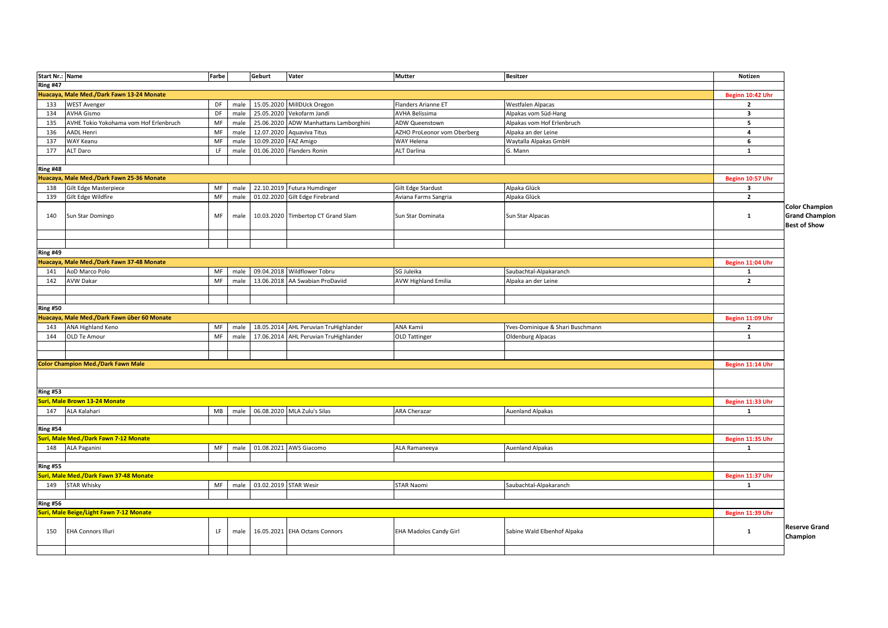| Start Nr.: | Name | Farbe | | Geburt | Vater | Mutter | Besitzer | Notizen | |
|---|---|---|---|---|---|---|---|---|---|
| **Ring #47** | | | | | | | | | |
| **Huacaya, Male Med./Dark Fawn 13-24 Monate** | | | | | | | | **Beginn 10:42 Uhr** | |
| 133 | WEST Avenger | DF | male | 15.05.2020 | MillDUck Oregon | Flanders Arianne ET | Westfalen Alpacas | 2 | |
| 134 | AVHA Gismo | DF | male | 25.05.2020 | Vekofarm Jandi | AVHA Belissima | Alpakas vom Süd-Hang | 3 | |
| 135 | AVHE Tokio Yokohama vom Hof Erlenbruch | MF | male | 25.06.2020 | ADW Manhattans Lamborghini | ADW Queenstown | Alpakas vom Hof Erlenbruch | 5 | |
| 136 | AADL Henri | MF | male | 12.07.2020 | Aquaviva Titus | AZHO ProLeonor vom Oberberg | Alpaka an der Leine | 4 | |
| 137 | WAY Keanu | MF | male | 10.09.2020 | FAZ Amigo | WAY Helena | Waytalla Alpakas GmbH | 6 | |
| 177 | ALT Daro | LF | male | 01.06.2020 | Flanders Ronin | ALT Darlina | G. Mann | 1 | |
| **Ring #48** | | | | | | | | | |
| **Huacaya, Male Med./Dark Fawn 25-36 Monate** | | | | | | | | **Beginn 10:57 Uhr** | |
| 138 | Gilt Edge Masterpiece | MF | male | 22.10.2019 | Futura Humdinger | Gilt Edge Stardust | Alpaka Glück | 3 | |
| 139 | Gilt Edge Wildfire | MF | male | 01.02.2020 | Gilt Edge Firebrand | Aviana Farms Sangria | Alpaka Glück | 2 | |
| 140 | Sun Star Domingo | MF | male | 10.03.2020 | Timbertop CT Grand Slam | Sun Star Dominata | Sun Star Alpacas | 1 | **Color Champion Grand Champion Best of Show** |
| **Ring #49** | | | | | | | | | |
| **Huacaya, Male Med./Dark Fawn 37-48 Monate** | | | | | | | | **Beginn 11:04 Uhr** | |
| 141 | AoD Marco Polo | MF | male | 09.04.2018 | Wildflower Tobru | SG Juleika | Saubachtal-Alpakaranch | 1 | |
| 142 | AVW Dakar | MF | male | 13.06.2018 | AA Swabian ProDaviid | AVW Highland Emilia | Alpaka an der Leine | 2 | |
| **Ring #50** | | | | | | | | | |
| **Huacaya, Male Med./Dark Fawn über 60 Monate** | | | | | | | | **Beginn 11:09 Uhr** | |
| 143 | ANA Highland Keno | MF | male | 18.05.2014 | AHL Peruvian TruHighlander | ANA Kamii | Yves-Dominique & Shari Buschmann | 2 | |
| 144 | OLD Te Amour | MF | male | 17.06.2014 | AHL Peruvian TruHighlander | OLD Tattinger | Oldenburg Alpacas | 1 | |
| **Color Champion Med./Dark Fawn Male** | | | | | | | | **Beginn 11:14 Uhr** | |
| **Ring #53** | | | | | | | | | |
| **Suri, Male Brown 13-24 Monate** | | | | | | | | **Beginn 11:33 Uhr** | |
| 147 | ALA Kalahari | MB | male | 06.08.2020 | MLA Zulu's Silas | ARA Cherazar | Auenland Alpakas | 1 | |
| **Ring #54** | | | | | | | | | |
| **Suri, Male Med./Dark Fawn 7-12 Monate** | | | | | | | | **Beginn 11:35 Uhr** | |
| 148 | ALA Paganini | MF | male | 01.08.2021 | AWS Giacomo | ALA Ramaneeya | Auenland Alpakas | 1 | |
| **Ring #55** | | | | | | | | | |
| **Suri, Male Med./Dark Fawn 37-48 Monate** | | | | | | | | **Beginn 11:37 Uhr** | |
| 149 | STAR Whisky | MF | male | 03.02.2019 | STAR Wesir | STAR Naomi | Saubachtal-Alpakaranch | 1 | |
| **Ring #56** | | | | | | | | | |
| **Suri, Male Beige/Light Fawn 7-12 Monate** | | | | | | | | **Beginn 11:39 Uhr** | |
| 150 | EHA Connors Illuri | LF | male | 16.05.2021 | EHA Octans Connors | EHA Madolos Candy Girl | Sabine Wald Elbenhof Alpaka | 1 | **Reserve Grand Champion** |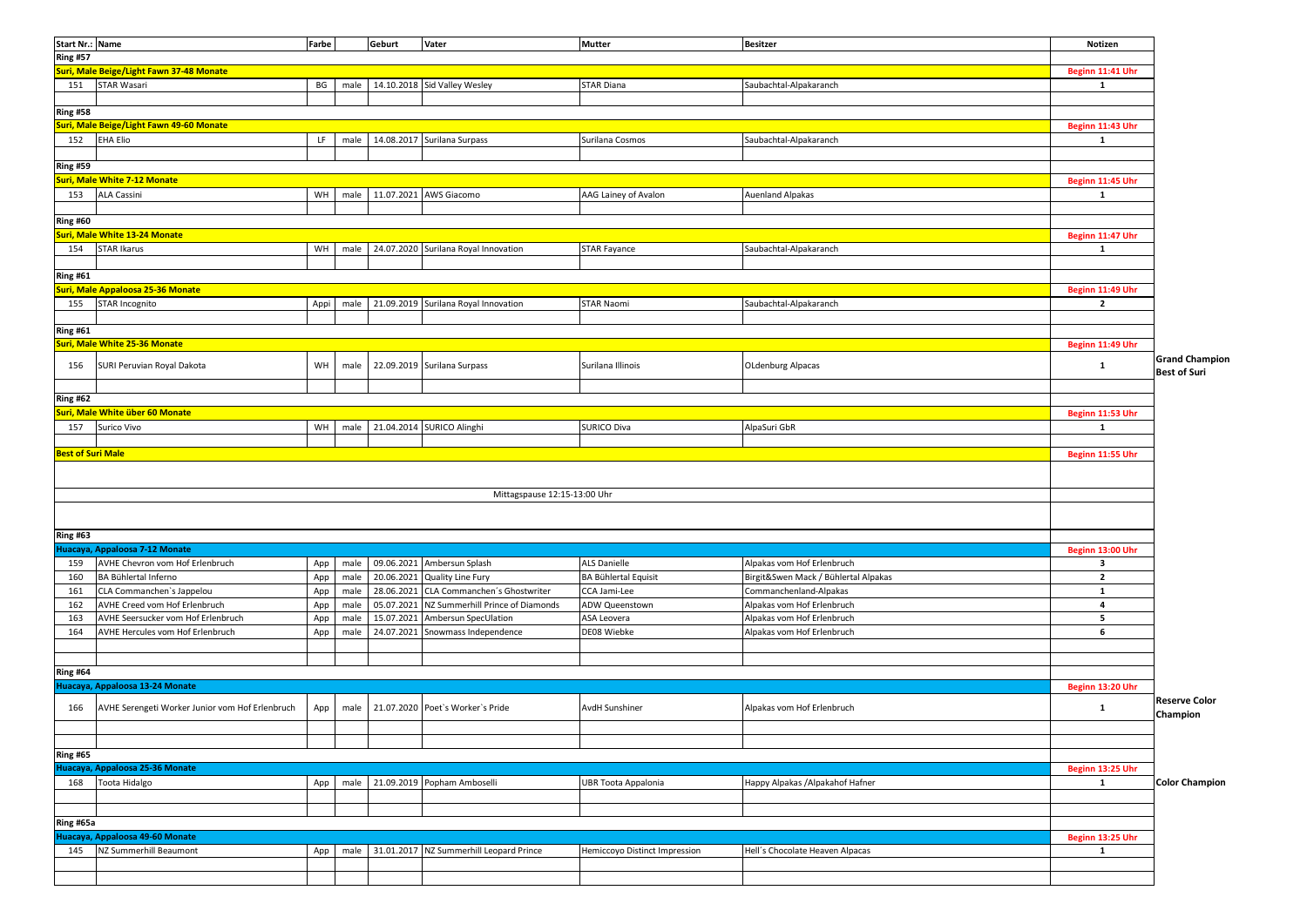| Start Nr.: | Name | Farbe | | Geburt | Vater | Mutter | Besitzer | Notizen | |
|---|---|---|---|---|---|---|---|---|---|
| **Ring #57** | | | | | | | | | |
| **Suri, Male Beige/Light Fawn 37-48 Monate** | | | | | | | | **Beginn 11:41 Uhr** | |
| 151 | STAR Wasari | BG | male | 14.10.2018 | Sid Valley Wesley | STAR Diana | Saubachtal-Alpakaranch | 1 | |
| **Ring #58** | | | | | | | | | |
| **Suri, Male Beige/Light Fawn 49-60 Monate** | | | | | | | | **Beginn 11:43 Uhr** | |
| 152 | EHA Elio | LF | male | 14.08.2017 | Surilana Surpass | Surilana Cosmos | Saubachtal-Alpakaranch | 1 | |
| **Ring #59** | | | | | | | | | |
| **Suri, Male White 7-12 Monate** | | | | | | | | **Beginn 11:45 Uhr** | |
| 153 | ALA Cassini | WH | male | 11.07.2021 | AWS Giacomo | AAG Lainey of Avalon | Auenland Alpakas | 1 | |
| **Ring #60** | | | | | | | | | |
| **Suri, Male White 13-24 Monate** | | | | | | | | **Beginn 11:47 Uhr** | |
| 154 | STAR Ikarus | WH | male | 24.07.2020 | Surilana Royal Innovation | STAR Fayance | Saubachtal-Alpakaranch | 1 | |
| **Ring #61** | | | | | | | | | |
| **Suri, Male Appaloosa 25-36 Monate** | | | | | | | | **Beginn 11:49 Uhr** | |
| 155 | STAR Incognito | Appi | male | 21.09.2019 | Surilana Royal Innovation | STAR Naomi | Saubachtal-Alpakaranch | 2 | |
| **Ring #61** | | | | | | | | | |
| **Suri, Male White 25-36 Monate** | | | | | | | | **Beginn 11:49 Uhr** | |
| 156 | SURI Peruvian Royal Dakota | WH | male | 22.09.2019 | Surilana Surpass | Surilana Illinois | OLdenburg Alpacas | 1 | **Grand Champion Best of Suri** |
| **Ring #62** | | | | | | | | | |
| **Suri, Male White über 60 Monate** | | | | | | | | **Beginn 11:53 Uhr** | |
| 157 | Surico Vivo | WH | male | 21.04.2014 | SURICO Alinghi | SURICO Diva | AlpaSuri GbR | 1 | |
| **Best of Suri Male** | | | | | | | | **Beginn 11:55 Uhr** | |
| | | | | | Mittagspause 12:15-13:00 Uhr | | | | |
| **Ring #63** | | | | | | | | | |
| **Huacaya, Appaloosa 7-12 Monate** | | | | | | | | **Beginn 13:00 Uhr** | |
| 159 | AVHE Chevron vom Hof Erlenbruch | App | male | 09.06.2021 | Ambersun Splash | ALS Danielle | Alpakas vom Hof Erlenbruch | 3 | |
| 160 | BA Bühlertal Inferno | App | male | 20.06.2021 | Quality Line Fury | BA Bühlertal Equisit | Birgit&Swen Mack / Bühlertal Alpakas | 2 | |
| 161 | CLA Commanchen`s Jappelou | App | male | 28.06.2021 | CLA Commanchen´s Ghostwriter | CCA Jami-Lee | Commanchenland-Alpakas | 1 | |
| 162 | AVHE Creed vom Hof Erlenbruch | App | male | 05.07.2021 | NZ Summerhill Prince of Diamonds | ADW Queenstown | Alpakas vom Hof Erlenbruch | 4 | |
| 163 | AVHE Seersucker vom Hof Erlenbruch | App | male | 15.07.2021 | Ambersun SpecUlation | ASA Leovera | Alpakas vom Hof Erlenbruch | 5 | |
| 164 | AVHE Hercules vom Hof Erlenbruch | App | male | 24.07.2021 | Snowmass Independence | DE08 Wiebke | Alpakas vom Hof Erlenbruch | 6 | |
| **Ring #64** | | | | | | | | | |
| **Huacaya, Appaloosa 13-24 Monate** | | | | | | | | **Beginn 13:20 Uhr** | |
| 166 | AVHE Serengeti Worker Junior vom Hof Erlenbruch | App | male | 21.07.2020 | Poet`s Worker`s Pride | AvdH Sunshiner | Alpakas vom Hof Erlenbruch | 1 | **Reserve Color Champion** |
| **Ring #65** | | | | | | | | | |
| **Huacaya, Appaloosa 25-36 Monate** | | | | | | | | **Beginn 13:25 Uhr** | |
| 168 | Toota Hidalgo | App | male | 21.09.2019 | Popham Amboselli | UBR Toota Appalonia | Happy Alpakas /Alpakahof Hafner | 1 | **Color Champion** |
| **Ring #65a** | | | | | | | | | |
| **Huacaya, Appaloosa 49-60 Monate** | | | | | | | | **Beginn 13:25 Uhr** | |
| 145 | NZ Summerhill Beaumont | App | male | 31.01.2017 | NZ Summerhill Leopard Prince | Hemiccoyo Distinct Impression | Hell´s Chocolate Heaven Alpacas | 1 | |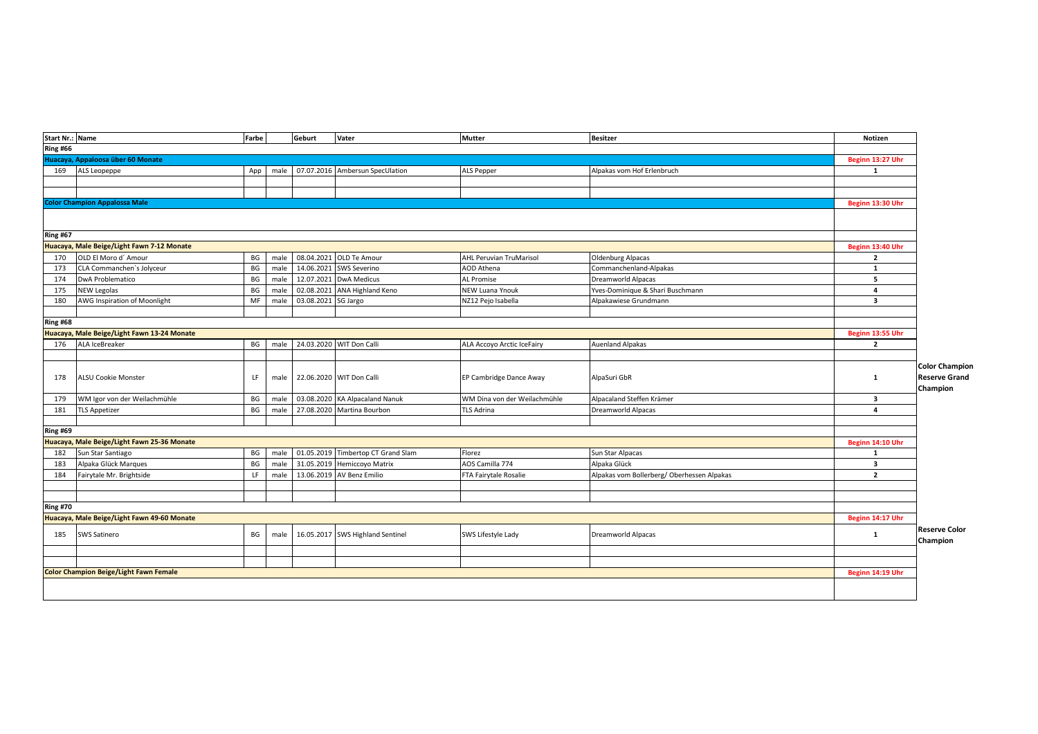| Start Nr.: | Name | Farbe | | Geburt | Vater | Mutter | Besitzer | Notizen | |
|---|---|---|---|---|---|---|---|---|---|
| **Ring #66** | | | | | | | | | |
| **Huacaya, Appaloosa über 60 Monate** | | | | | | | | **Beginn 13:27 Uhr** | |
| 169 | ALS Leopeppe | App | male | 07.07.2016 | Ambersun SpecUlation | ALS Pepper | Alpakas vom Hof Erlenbruch | 1 | |
| | | | | | | | | | |
| | | | | | | | | | |
| **Color Champion Appalossa Male** | | | | | | | | **Beginn 13:30 Uhr** | |
| | | | | | | | | | |
| **Ring #67** | | | | | | | | | |
| **Huacaya, Male Beige/Light Fawn 7-12 Monate** | | | | | | | | **Beginn 13:40 Uhr** | |
| 170 | OLD El Moro d´ Amour | BG | male | 08.04.2021 | OLD Te Amour | AHL Peruvian TruMarisol | Oldenburg Alpacas | 2 | |
| 173 | CLA Commanchen`s Jolyceur | BG | male | 14.06.2021 | SWS Severino | AOD Athena | Commanchenland-Alpakas | 1 | |
| 174 | DwA Problematico | BG | male | 12.07.2021 | DwA Medicus | AL Promise | Dreamworld Alpacas | 5 | |
| 175 | NEW Legolas | BG | male | 02.08.2021 | ANA Highland Keno | NEW Luana Ynouk | Yves-Dominique & Shari Buschmann | 4 | |
| 180 | AWG Inspiration of Moonlight | MF | male | 03.08.2021 | SG Jargo | NZ12 Pejo Isabella | Alpakawiese Grundmann | 3 | |
| | | | | | | | | | |
| **Ring #68** | | | | | | | | | |
| **Huacaya, Male Beige/Light Fawn 13-24 Monate** | | | | | | | | **Beginn 13:55 Uhr** | |
| 176 | ALA IceBreaker | BG | male | 24.03.2020 | WIT Don Calli | ALA Accoyo Arctic IceFairy | Auenland Alpakas | 2 | |
| | | | | | | | | | |
| 178 | ALSU Cookie Monster | LF | male | 22.06.2020 | WIT Don Calli | EP Cambridge Dance Away | AlpaSuri GbR | 1 | **Color Champion Reserve Grand Champion** |
| 179 | WM Igor von der Weilachmühle | BG | male | 03.08.2020 | KA Alpacaland Nanuk | WM Dina von der Weilachmühle | Alpacaland Steffen Krämer | 3 | |
| 181 | TLS Appetizer | BG | male | 27.08.2020 | Martina Bourbon | TLS Adrina | Dreamworld Alpacas | 4 | |
| | | | | | | | | | |
| **Ring #69** | | | | | | | | | |
| **Huacaya, Male Beige/Light Fawn 25-36 Monate** | | | | | | | | **Beginn 14:10 Uhr** | |
| 182 | Sun Star Santiago | BG | male | 01.05.2019 | Timbertop CT Grand Slam | Florez | Sun Star Alpacas | 1 | |
| 183 | Alpaka Glück Marques | BG | male | 31.05.2019 | Hemiccoyo Matrix | AOS Camilla 774 | Alpaka Glück | 3 | |
| 184 | Fairytale Mr. Brightside | LF | male | 13.06.2019 | AV Benz Emilio | FTA Fairytale Rosalie | Alpakas vom Bollerberg/ Oberhessen Alpakas | 2 | |
| | | | | | | | | | |
| | | | | | | | | | |
| **Ring #70** | | | | | | | | | |
| **Huacaya, Male Beige/Light Fawn 49-60 Monate** | | | | | | | | **Beginn 14:17 Uhr** | |
| 185 | SWS Satinero | BG | male | 16.05.2017 | SWS Highland Sentinel | SWS Lifestyle Lady | Dreamworld Alpacas | 1 | **Reserve Color Champion** |
| | | | | | | | | | |
| | | | | | | | | | |
| **Color Champion Beige/Light Fawn Female** | | | | | | | | **Beginn 14:19 Uhr** | |
| | | | | | | | | | |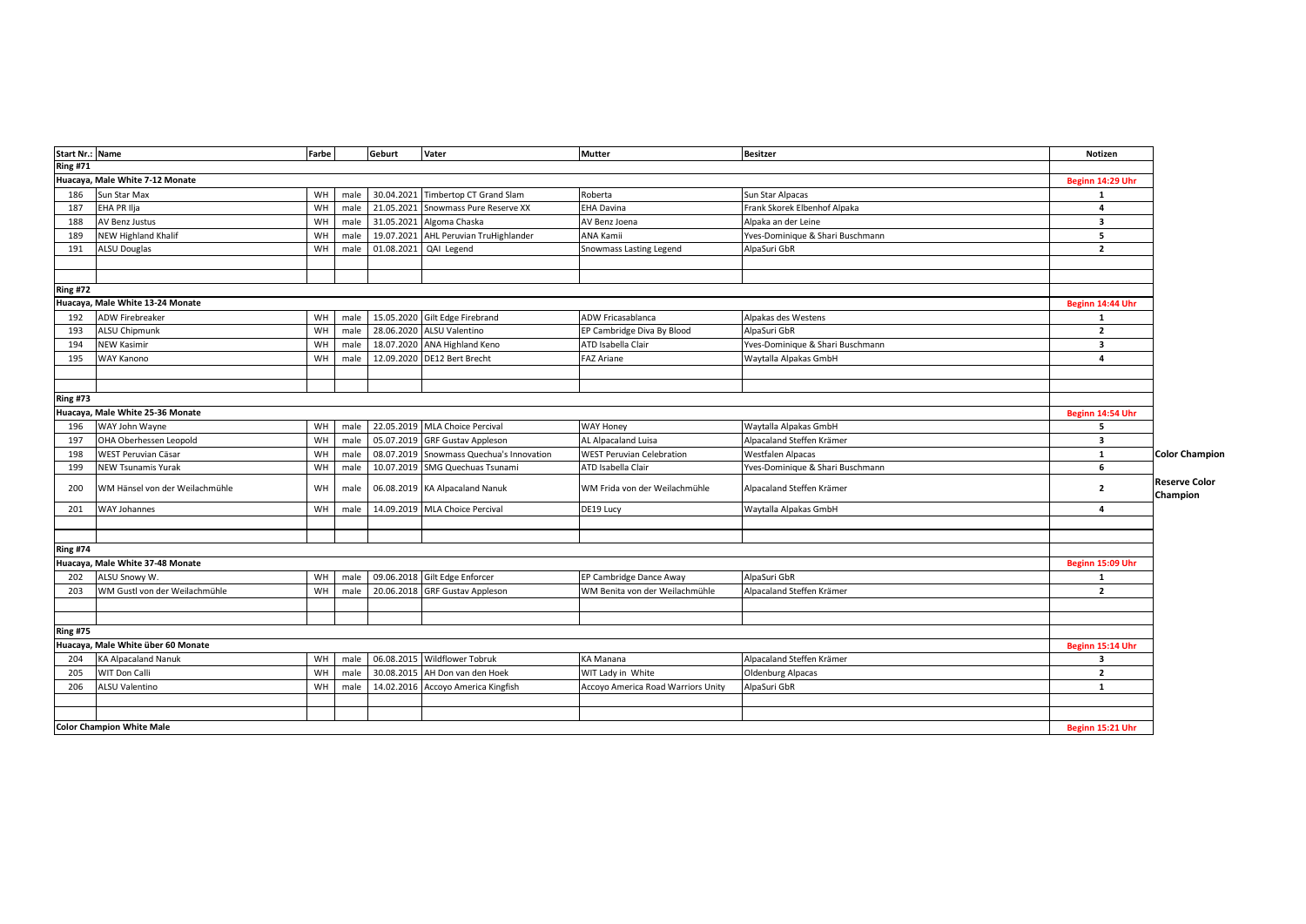| Start Nr.: | Name | Farbe | | Geburt | Vater | Mutter | Besitzer | Notizen | |
|---|---|---|---|---|---|---|---|---|---|
| **Ring #71** | | | | | | | | | |
| **Huacaya, Male White 7-12 Monate** | | | | | | | | **Beginn 14:29 Uhr** | |
| 186 | Sun Star Max | WH | male | 30.04.2021 | Timbertop CT Grand Slam | Roberta | Sun Star Alpacas | 1 | |
| 187 | EHA PR Ilja | WH | male | 21.05.2021 | Snowmass Pure Reserve XX | EHA Davina | Frank Skorek Elbenhof Alpaka | 4 | |
| 188 | AV Benz Justus | WH | male | 31.05.2021 | Algoma Chaska | AV Benz Joena | Alpaka an der Leine | 3 | |
| 189 | NEW Highland Khalif | WH | male | 19.07.2021 | AHL Peruvian TruHighlander | ANA Kamii | Yves-Dominique & Shari Buschmann | 5 | |
| 191 | ALSU Douglas | WH | male | 01.08.2021 | QAI Legend | Snowmass Lasting Legend | AlpaSuri GbR | 2 | |
| **Ring #72** | | | | | | | | | |
| **Huacaya, Male White 13-24 Monate** | | | | | | | | **Beginn 14:44 Uhr** | |
| 192 | ADW Firebreaker | WH | male | 15.05.2020 | Gilt Edge Firebrand | ADW Fricasablanca | Alpakas des Westens | 1 | |
| 193 | ALSU Chipmunk | WH | male | 28.06.2020 | ALSU Valentino | EP Cambridge Diva By Blood | AlpaSuri GbR | 2 | |
| 194 | NEW Kasimir | WH | male | 18.07.2020 | ANA Highland Keno | ATD Isabella Clair | Yves-Dominique & Shari Buschmann | 3 | |
| 195 | WAY Kanono | WH | male | 12.09.2020 | DE12 Bert Brecht | FAZ Ariane | Waytalla Alpakas GmbH | 4 | |
| **Ring #73** | | | | | | | | | |
| **Huacaya, Male White 25-36 Monate** | | | | | | | | **Beginn 14:54 Uhr** | |
| 196 | WAY John Wayne | WH | male | 22.05.2019 | MLA Choice Percival | WAY Honey | Waytalla Alpakas GmbH | 5 | |
| 197 | OHA Oberhessen Leopold | WH | male | 05.07.2019 | GRF Gustav Appleson | AL Alpacaland Luisa | Alpacaland Steffen Krämer | 3 | |
| 198 | WEST Peruvian Cäsar | WH | male | 08.07.2019 | Snowmass Quechua's Innovation | WEST Peruvian Celebration | Westfalen Alpacas | 1 | **Color Champion** |
| 199 | NEW Tsunamis Yurak | WH | male | 10.07.2019 | SMG Quechuas Tsunami | ATD Isabella Clair | Yves-Dominique & Shari Buschmann | 6 | |
| 200 | WM Hänsel von der Weilachmühle | WH | male | 06.08.2019 | KA Alpacaland Nanuk | WM Frida von der Weilachmühle | Alpacaland Steffen Krämer | 2 | **Reserve Color Champion** |
| 201 | WAY Johannes | WH | male | 14.09.2019 | MLA Choice Percival | DE19 Lucy | Waytalla Alpakas GmbH | 4 | |
| **Ring #74** | | | | | | | | | |
| **Huacaya, Male White 37-48 Monate** | | | | | | | | **Beginn 15:09 Uhr** | |
| 202 | ALSU Snowy W. | WH | male | 09.06.2018 | Gilt Edge Enforcer | EP Cambridge Dance Away | AlpaSuri GbR | 1 | |
| 203 | WM Gustl von der Weilachmühle | WH | male | 20.06.2018 | GRF Gustav Appleson | WM Benita von der Weilachmühle | Alpacaland Steffen Krämer | 2 | |
| **Ring #75** | | | | | | | | | |
| **Huacaya, Male White über 60 Monate** | | | | | | | | **Beginn 15:14 Uhr** | |
| 204 | KA Alpacaland Nanuk | WH | male | 06.08.2015 | Wildflower Tobruk | KA Manana | Alpacaland Steffen Krämer | 3 | |
| 205 | WIT Don Calli | WH | male | 30.08.2015 | AH Don van den Hoek | WIT Lady in White | Oldenburg Alpacas | 2 | |
| 206 | ALSU Valentino | WH | male | 14.02.2016 | Accoyo America Kingfish | Accoyo America Road Warriors Unity | AlpaSuri GbR | 1 | |
| **Color Champion White Male** | | | | | | | | **Beginn 15:21 Uhr** | |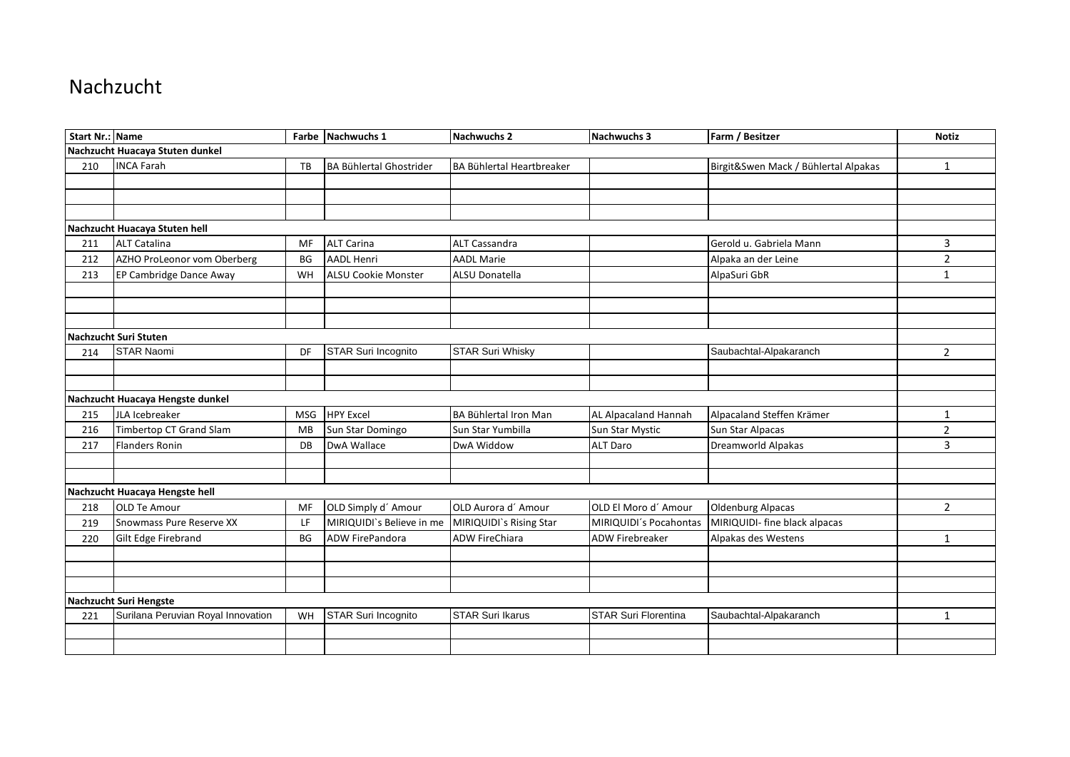# Nachzucht

| Start Nr.: | Name | Farbe | Nachwuchs 1 | Nachwuchs 2 | Nachwuchs 3 | Farm / Besitzer | Notiz |
|---|---|---|---|---|---|---|---|
| **Nachzucht Huacaya Stuten dunkel** | | | | | | | |
| 210 | INCA Farah | TB | BA Bühlertal Ghostrider | BA Bühlertal Heartbreaker | | Birgit&Swen Mack / Bühlertal Alpakas | 1 |
| | | | | | | | |
| | | | | | | | |
| | | | | | | | |
| **Nachzucht Huacaya Stuten hell** | | | | | | | |
| 211 | ALT Catalina | MF | ALT Carina | ALT Cassandra | | Gerold u. Gabriela Mann | 3 |
| 212 | AZHO ProLeonor vom Oberberg | BG | AADL Henri | AADL Marie | | Alpaka an der Leine | 2 |
| 213 | EP Cambridge Dance Away | WH | ALSU Cookie Monster | ALSU Donatella | | AlpaSuri GbR | 1 |
| | | | | | | | |
| | | | | | | | |
| | | | | | | | |
| **Nachzucht Suri Stuten** | | | | | | | |
| 214 | STAR Naomi | DF | STAR Suri Incognito | STAR Suri Whisky | | Saubachtal-Alpakaranch | 2 |
| | | | | | | | |
| | | | | | | | |
| **Nachzucht Huacaya Hengste dunkel** | | | | | | | |
| 215 | JLA Icebreaker | MSG | HPY Excel | BA Bühlertal Iron Man | AL Alpacaland Hannah | Alpacaland Steffen Krämer | 1 |
| 216 | Timbertop CT Grand Slam | MB | Sun Star Domingo | Sun Star Yumbilla | Sun Star Mystic | Sun Star Alpacas | 2 |
| 217 | Flanders Ronin | DB | DwA Wallace | DwA Widdow | ALT Daro | Dreamworld Alpakas | 3 |
| | | | | | | | |
| | | | | | | | |
| **Nachzucht Huacaya Hengste hell** | | | | | | | |
| 218 | OLD Te Amour | MF | OLD Simply d´ Amour | OLD Aurora d´ Amour | OLD El Moro d´ Amour | Oldenburg Alpacas | 2 |
| 219 | Snowmass Pure Reserve XX | LF | MIRIQUIDI`s Believe in me | MIRIQUIDI`s Rising Star | MIRIQUIDI´s Pocahontas | MIRIQUIDI- fine black alpacas | |
| 220 | Gilt Edge Firebrand | BG | ADW FirePandora | ADW FireChiara | ADW Firebreaker | Alpakas des Westens | 1 |
| | | | | | | | |
| | | | | | | | |
| | | | | | | | |
| **Nachzucht Suri Hengste** | | | | | | | |
| 221 | Surilana Peruvian Royal Innovation | WH | STAR Suri Incognito | STAR Suri Ikarus | STAR Suri Florentina | Saubachtal-Alpakaranch | 1 |
| | | | | | | | |
| | | | | | | | |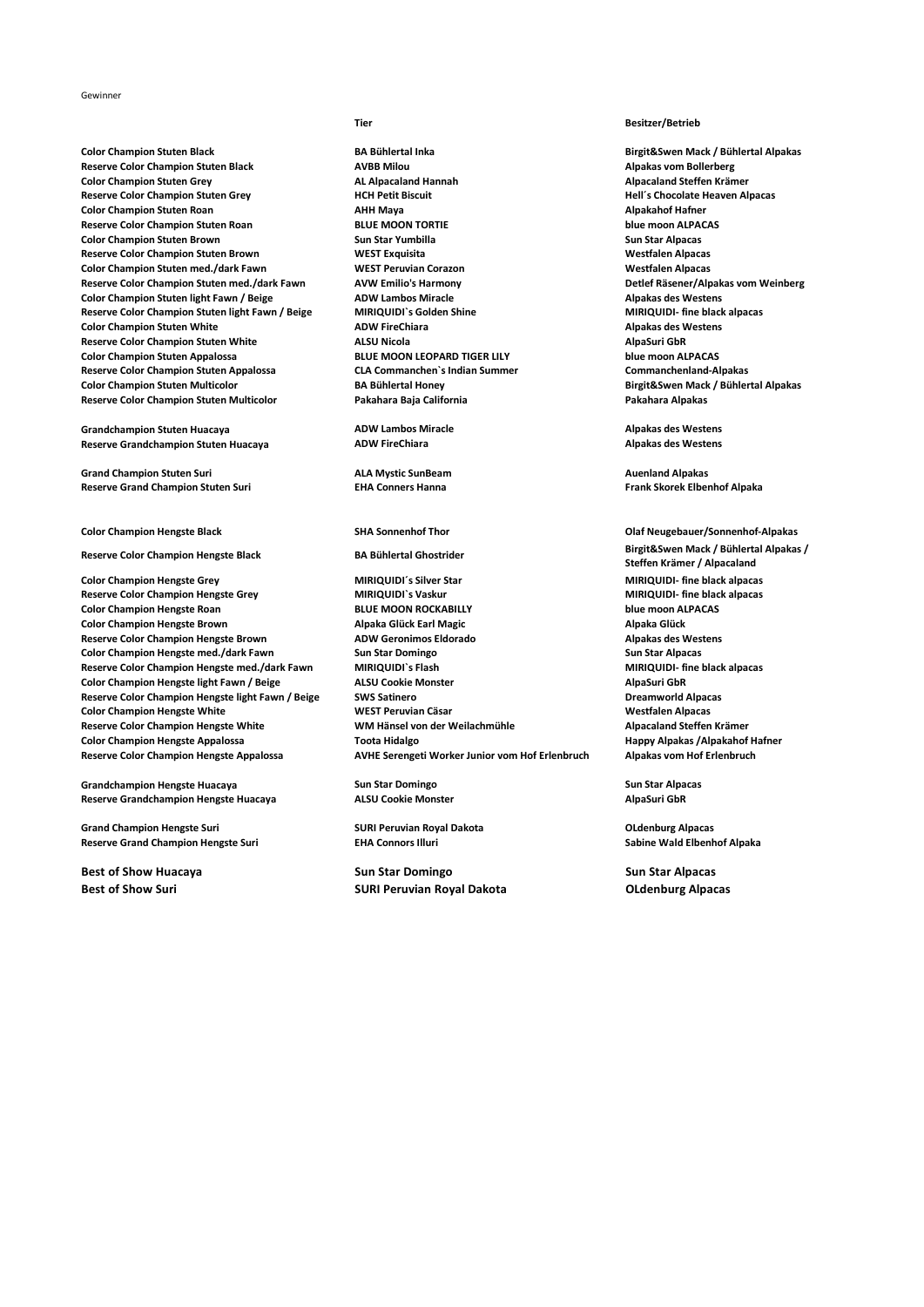Gewinner

| | Tier | Besitzer/Betrieb |
|---|---|---|
| **Color Champion Stuten Black** | **BA Bühlertal Inka** | **Birgit&Swen Mack / Bühlertal Alpakas** |
| **Reserve Color Champion Stuten Black** | **AVBB Milou** | **Alpakas vom Bollerberg** |
| **Color Champion Stuten Grey** | **AL Alpacaland Hannah** | **Alpacaland Steffen Krämer** |
| **Reserve Color Champion Stuten Grey** | **HCH Petit Biscuit** | **Hell´s Chocolate Heaven Alpacas** |
| **Color Champion Stuten Roan** | **AHH Maya** | **Alpakahof Hafner** |
| **Reserve Color Champion Stuten Roan** | **BLUE MOON TORTIE** | **blue moon ALPACAS** |
| **Color Champion Stuten Brown** | **Sun Star Yumbilla** | **Sun Star Alpacas** |
| **Reserve Color Champion Stuten Brown** | **WEST Exquisita** | **Westfalen Alpacas** |
| **Color Champion Stuten med./dark Fawn** | **WEST Peruvian Corazon** | **Westfalen Alpacas** |
| **Reserve Color Champion Stuten med./dark Fawn** | **AVW Emilio's Harmony** | **Detlef Räsener/Alpakas vom Weinberg** |
| **Color Champion Stuten light Fawn / Beige** | **ADW Lambos Miracle** | **Alpakas des Westens** |
| **Reserve Color Champion Stuten light Fawn / Beige** | **MIRIQUIDI`s Golden Shine** | **MIRIQUIDI- fine black alpacas** |
| **Color Champion Stuten White** | **ADW FireChiara** | **Alpakas des Westens** |
| **Reserve Color Champion Stuten White** | **ALSU Nicola** | **AlpaSuri GbR** |
| **Color Champion Stuten Appalossa** | **BLUE MOON LEOPARD TIGER LILY** | **blue moon ALPACAS** |
| **Reserve Color Champion Stuten Appalossa** | **CLA Commanchen`s Indian Summer** | **Commanchenland-Alpakas** |
| **Color Champion Stuten Multicolor** | **BA Bühlertal Honey** | **Birgit&Swen Mack / Bühlertal Alpakas** |
| **Reserve Color Champion Stuten Multicolor** | **Pakahara Baja California** | **Pakahara Alpakas** |
| | | |
| **Grandchampion Stuten Huacaya** | **ADW Lambos Miracle** | **Alpakas des Westens** |
| **Reserve Grandchampion Stuten Huacaya** | **ADW FireChiara** | **Alpakas des Westens** |
| | | |
| **Grand Champion Stuten Suri** | **ALA Mystic SunBeam** | **Auenland Alpakas** |
| **Reserve Grand Champion Stuten Suri** | **EHA Conners Hanna** | **Frank Skorek Elbenhof Alpaka** |
| | | |
| **Color Champion Hengste Black** | **SHA Sonnenhof Thor** | **Olaf Neugebauer/Sonnenhof-Alpakas** |
| **Reserve Color Champion Hengste Black** | **BA Bühlertal Ghostrider** | **Birgit&Swen Mack / Bühlertal Alpakas / Steffen Krämer / Alpacaland** |
| **Color Champion Hengste Grey** | **MIRIQUIDI´s Silver Star** | **MIRIQUIDI- fine black alpacas** |
| **Reserve Color Champion Hengste Grey** | **MIRIQUIDI`s Vaskur** | **MIRIQUIDI- fine black alpacas** |
| **Color Champion Hengste Roan** | **BLUE MOON ROCKABILLY** | **blue moon ALPACAS** |
| **Color Champion Hengste Brown** | **Alpaka Glück Earl Magic** | **Alpaka Glück** |
| **Reserve Color Champion Hengste Brown** | **ADW Geronimos Eldorado** | **Alpakas des Westens** |
| **Color Champion Hengste med./dark Fawn** | **Sun Star Domingo** | **Sun Star Alpacas** |
| **Reserve Color Champion Hengste med./dark Fawn** | **MIRIQUIDI`s Flash** | **MIRIQUIDI- fine black alpacas** |
| **Color Champion Hengste light Fawn / Beige** | **ALSU Cookie Monster** | **AlpaSuri GbR** |
| **Reserve Color Champion Hengste light Fawn / Beige** | **SWS Satinero** | **Dreamworld Alpacas** |
| **Color Champion Hengste White** | **WEST Peruvian Cäsar** | **Westfalen Alpacas** |
| **Reserve Color Champion Hengste White** | **WM Hänsel von der Weilachmühle** | **Alpacaland Steffen Krämer** |
| **Color Champion Hengste Appalossa** | **Toota Hidalgo** | **Happy Alpakas /Alpakahof Hafner** |
| **Reserve Color Champion Hengste Appalossa** | **AVHE Serengeti Worker Junior vom Hof Erlenbruch** | **Alpakas vom Hof Erlenbruch** |
| | | |
| **Grandchampion Hengste Huacaya** | **Sun Star Domingo** | **Sun Star Alpacas** |
| **Reserve Grandchampion Hengste Huacaya** | **ALSU Cookie Monster** | **AlpaSuri GbR** |
| | | |
| **Grand Champion Hengste Suri** | **SURI Peruvian Royal Dakota** | **OLdenburg Alpacas** |
| **Reserve Grand Champion Hengste Suri** | **EHA Connors Illuri** | **Sabine Wald Elbenhof Alpaka** |
| | | |
| **Best of Show Huacaya** | **Sun Star Domingo** | **Sun Star Alpacas** |
| **Best of Show Suri** | **SURI Peruvian Royal Dakota** | **OLdenburg Alpacas** |